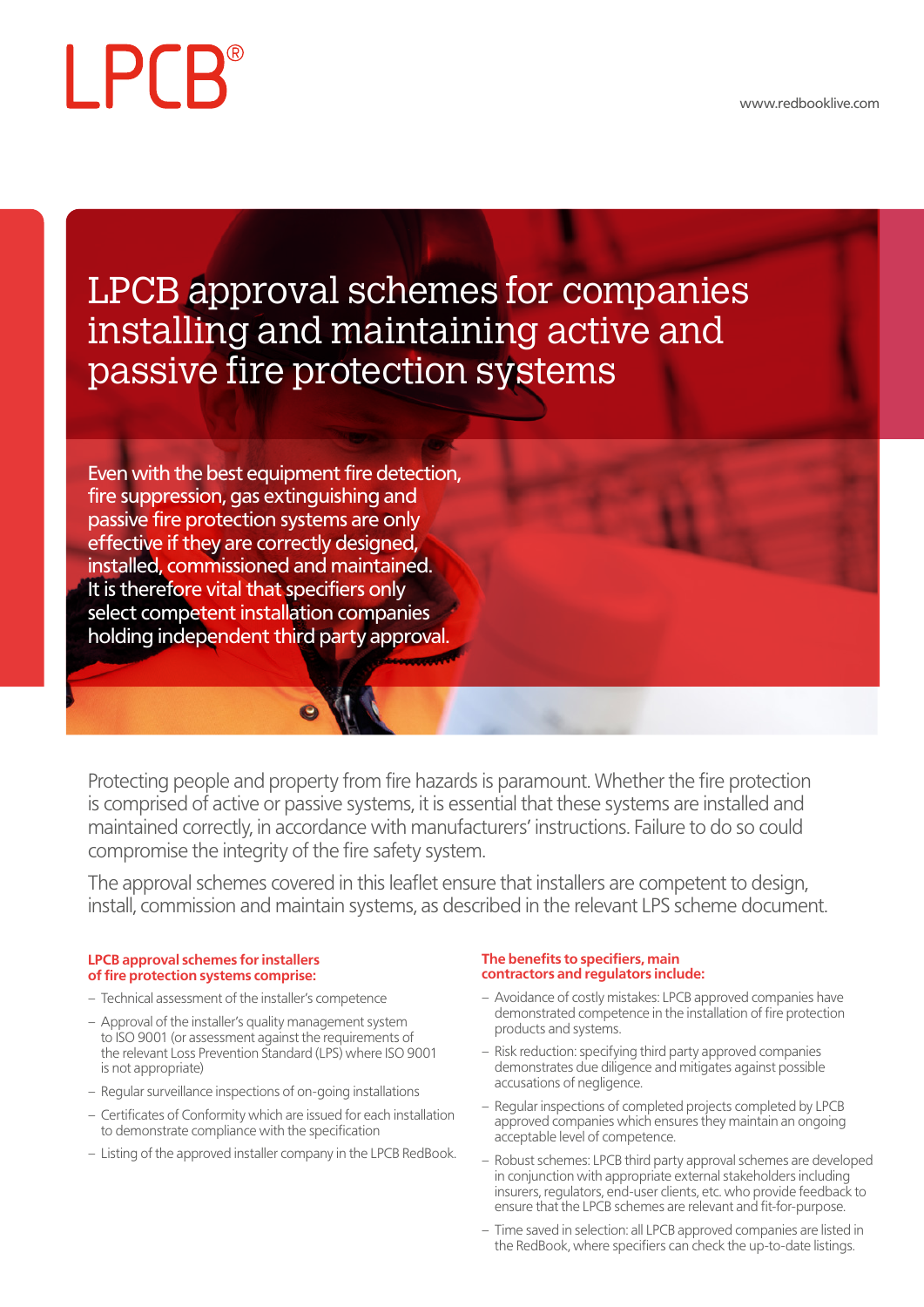LPCB®

www.redbooklive.com

# LPCB approval schemes for companies installing and maintaining active and passive fire protection systems

Even with the best equipment fire detection, fire suppression, gas extinguishing and passive fire protection systems are only effective if they are correctly designed, installed, commissioned and maintained. It is therefore vital that specifiers only select competent installation companies holding independent third party approval.

Protecting people and property from fire hazards is paramount. Whether the fire protection is comprised of active or passive systems, it is essential that these systems are installed and maintained correctly, in accordance with manufacturers' instructions. Failure to do so could compromise the integrity of the fire safety system.

The approval schemes covered in this leaflet ensure that installers are competent to design, install, commission and maintain systems, as described in the relevant LPS scheme document.

**LPCB approval schemes for installers of fire protection systems comprise:**

- Technical assessment of the installer's competence
- Approval of the installer's quality management system to ISO 9001 (or assessment against the requirements of the relevant Loss Prevention Standard (LPS) where ISO 9001 is not appropriate)
- Regular surveillance inspections of on-going installations
- Certificates of Conformity which are issued for each installation to demonstrate compliance with the specification
- Listing of the approved installer company in the LPCB RedBook.

**The benefits to specifiers, main contractors and regulators include:**

- Avoidance of costly mistakes: LPCB approved companies have demonstrated competence in the installation of fire protection products and systems.
- Risk reduction: specifying third party approved companies demonstrates due diligence and mitigates against possible accusations of negligence.
- Regular inspections of completed projects completed by LPCB approved companies which ensures they maintain an ongoing acceptable level of competence.
- Robust schemes: LPCB third party approval schemes are developed in conjunction with appropriate external stakeholders including insurers, regulators, end-user clients, etc. who provide feedback to ensure that the LPCB schemes are relevant and fit-for-purpose.
- Time saved in selection: all LPCB approved companies are listed in the RedBook, where specifiers can check the up-to-date listings.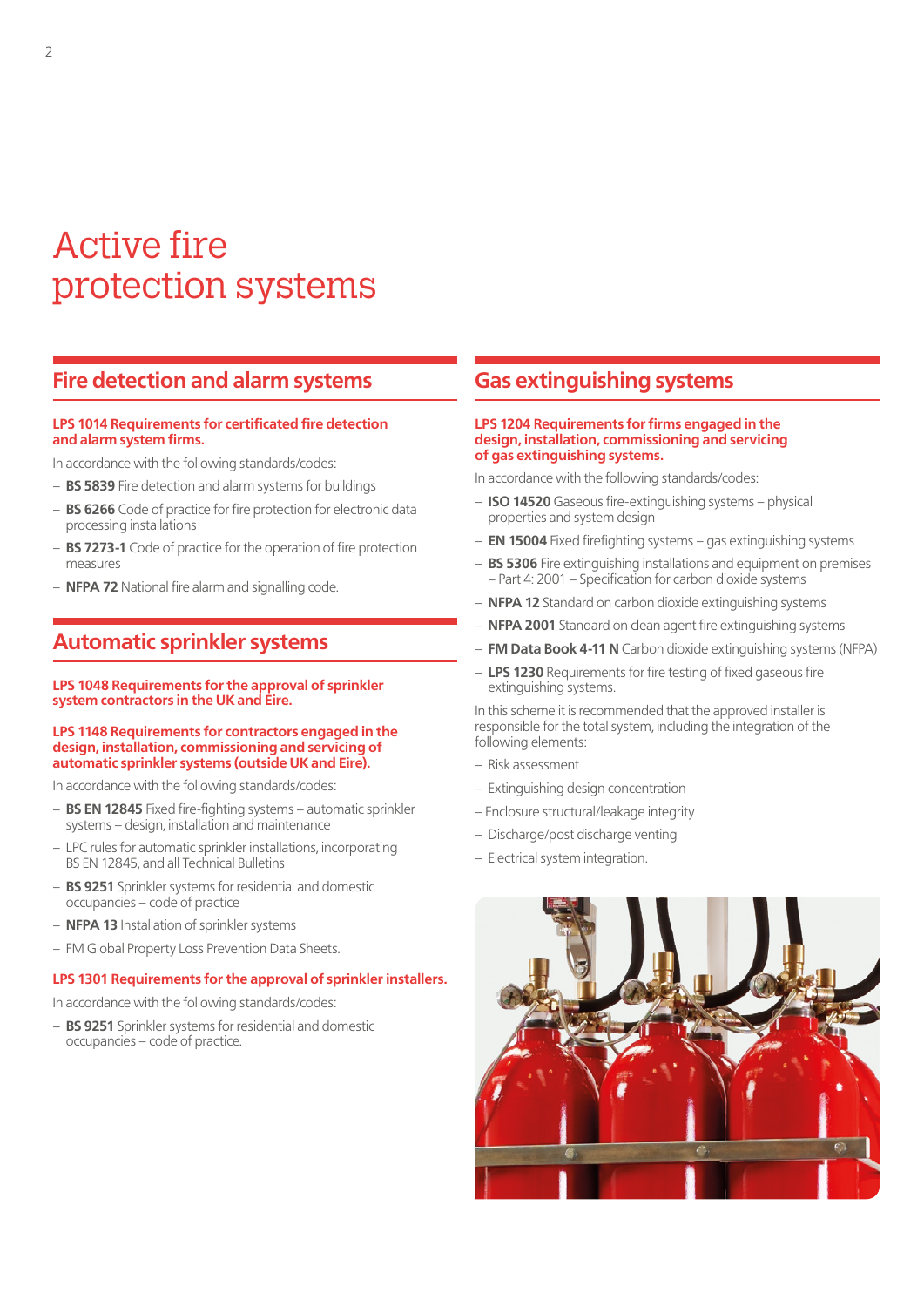# Active fire protection systems

## Fire detection and alarm systems

**LPS 1014 Requirements for certificated fire detection and alarm system firms.**

In accordance with the following standards/codes:

- **BS 5839** Fire detection and alarm systems for buildings
- **BS 6266** Code of practice for fire protection for electronic data processing installations
- **BS 7273-1** Code of practice for the operation of fire protection measures
- **NFPA 72** National fire alarm and signalling code.

## Automatic sprinkler systems

**LPS 1048 Requirements for the approval of sprinkler system contractors in the UK and Eire.**

**LPS 1148 Requirements for contractors engaged in the design, installation, commissioning and servicing of automatic sprinkler systems (outside UK and Eire).**

In accordance with the following standards/codes:

- **BS EN 12845** Fixed fire-fighting systems – automatic sprinkler systems – design, installation and maintenance
- LPC rules for automatic sprinkler installations, incorporating BS EN 12845, and all Technical Bulletins
- **BS 9251** Sprinkler systems for residential and domestic occupancies – code of practice
- **NFPA 13** Installation of sprinkler systems
- FM Global Property Loss Prevention Data Sheets.

**LPS 1301 Requirements for the approval of sprinkler installers.**

In accordance with the following standards/codes:

- **BS 9251** Sprinkler systems for residential and domestic occupancies – code of practice.

## Gas extinguishing systems

**LPS 1204 Requirements for firms engaged in the design, installation, commissioning and servicing of gas extinguishing systems.**

In accordance with the following standards/codes:

- **ISO 14520** Gaseous fire-extinguishing systems – physical properties and system design
- **EN 15004** Fixed firefighting systems – gas extinguishing systems
- **BS 5306** Fire extinguishing installations and equipment on premises – Part 4: 2001 – Specification for carbon dioxide systems
- **NFPA 12** Standard on carbon dioxide extinguishing systems
- **NFPA 2001** Standard on clean agent fire extinguishing systems
- **FM Data Book 4-11 N** Carbon dioxide extinguishing systems (NFPA)
- **LPS 1230** Requirements for fire testing of fixed gaseous fire extinguishing systems.

In this scheme it is recommended that the approved installer is responsible for the total system, including the integration of the following elements:

- Risk assessment
- Extinguishing design concentration
- Enclosure structural/leakage integrity
- Discharge/post discharge venting
- Electrical system integration.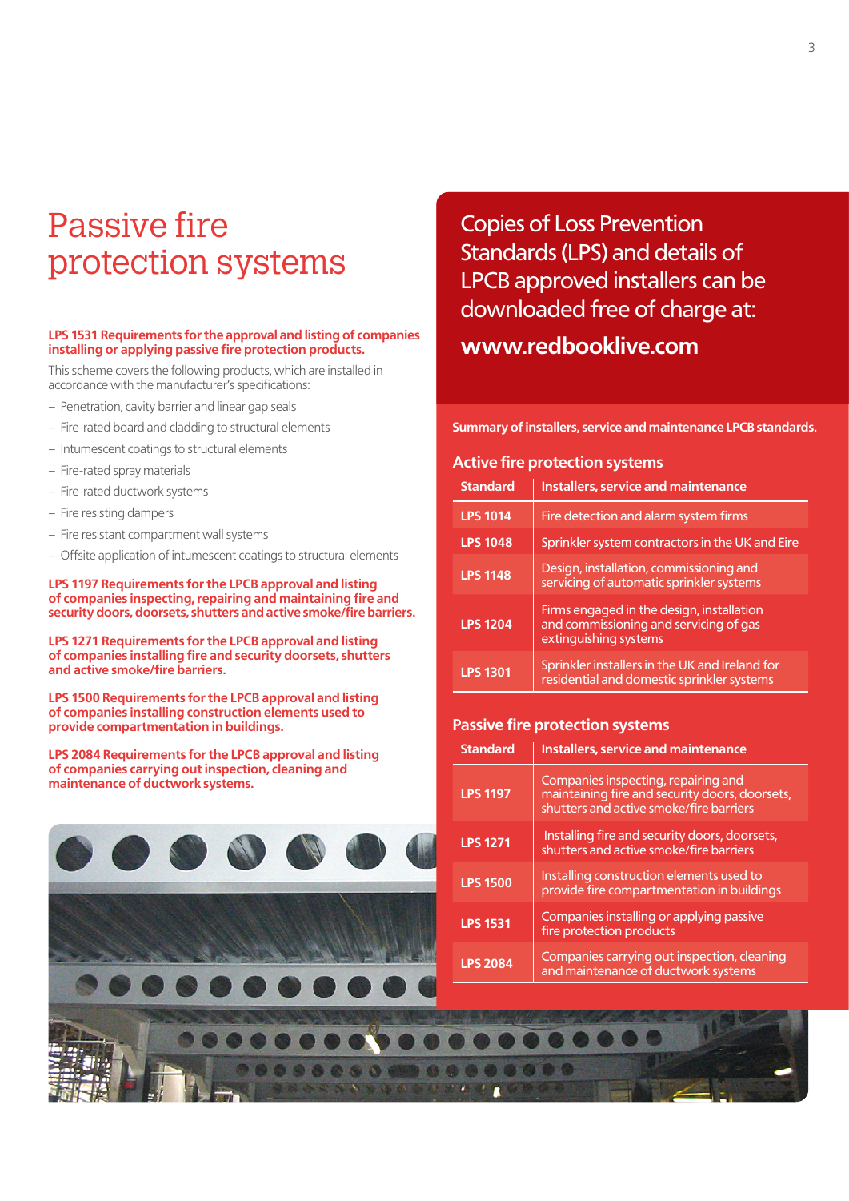# Passive fire protection systems

**LPS 1531 Requirements for the approval and listing of companies installing or applying passive fire protection products.**

This scheme covers the following products, which are installed in accordance with the manufacturer's specifications:

- Penetration, cavity barrier and linear gap seals
- Fire-rated board and cladding to structural elements
- Intumescent coatings to structural elements
- Fire-rated spray materials
- Fire-rated ductwork systems
- Fire resisting dampers
- Fire resistant compartment wall systems
- Offsite application of intumescent coatings to structural elements

**LPS 1197 Requirements for the LPCB approval and listing of companies inspecting, repairing and maintaining fire and security doors, doorsets, shutters and active smoke/fire barriers.**

**LPS 1271 Requirements for the LPCB approval and listing of companies installing fire and security doorsets, shutters and active smoke/fire barriers.**

**LPS 1500 Requirements for the LPCB approval and listing of companies installing construction elements used to provide compartmentation in buildings.**

**LPS 2084 Requirements for the LPCB approval and listing of companies carrying out inspection, cleaning and maintenance of ductwork systems.**

## Copies of Loss Prevention Standards (LPS) and details of LPCB approved installers can be downloaded free of charge at:

**www.redbooklive.com**

**Summary of installers, service and maintenance LPCB standards.**

### Active fire protection systems

| Standard | Installers, service and maintenance |
|---|---|
| LPS 1014 | Fire detection and alarm system firms |
| LPS 1048 | Sprinkler system contractors in the UK and Eire |
| LPS 1148 | Design, installation, commissioning and servicing of automatic sprinkler systems |
| LPS 1204 | Firms engaged in the design, installation and commissioning and servicing of gas extinguishing systems |
| LPS 1301 | Sprinkler installers in the UK and Ireland for residential and domestic sprinkler systems |

### Passive fire protection systems

| Standard | Installers, service and maintenance |
|---|---|
| LPS 1197 | Companies inspecting, repairing and maintaining fire and security doors, doorsets, shutters and active smoke/fire barriers |
| LPS 1271 | Installing fire and security doors, doorsets, shutters and active smoke/fire barriers |
| LPS 1500 | Installing construction elements used to provide fire compartmentation in buildings |
| LPS 1531 | Companies installing or applying passive fire protection products |
| LPS 2084 | Companies carrying out inspection, cleaning and maintenance of ductwork systems |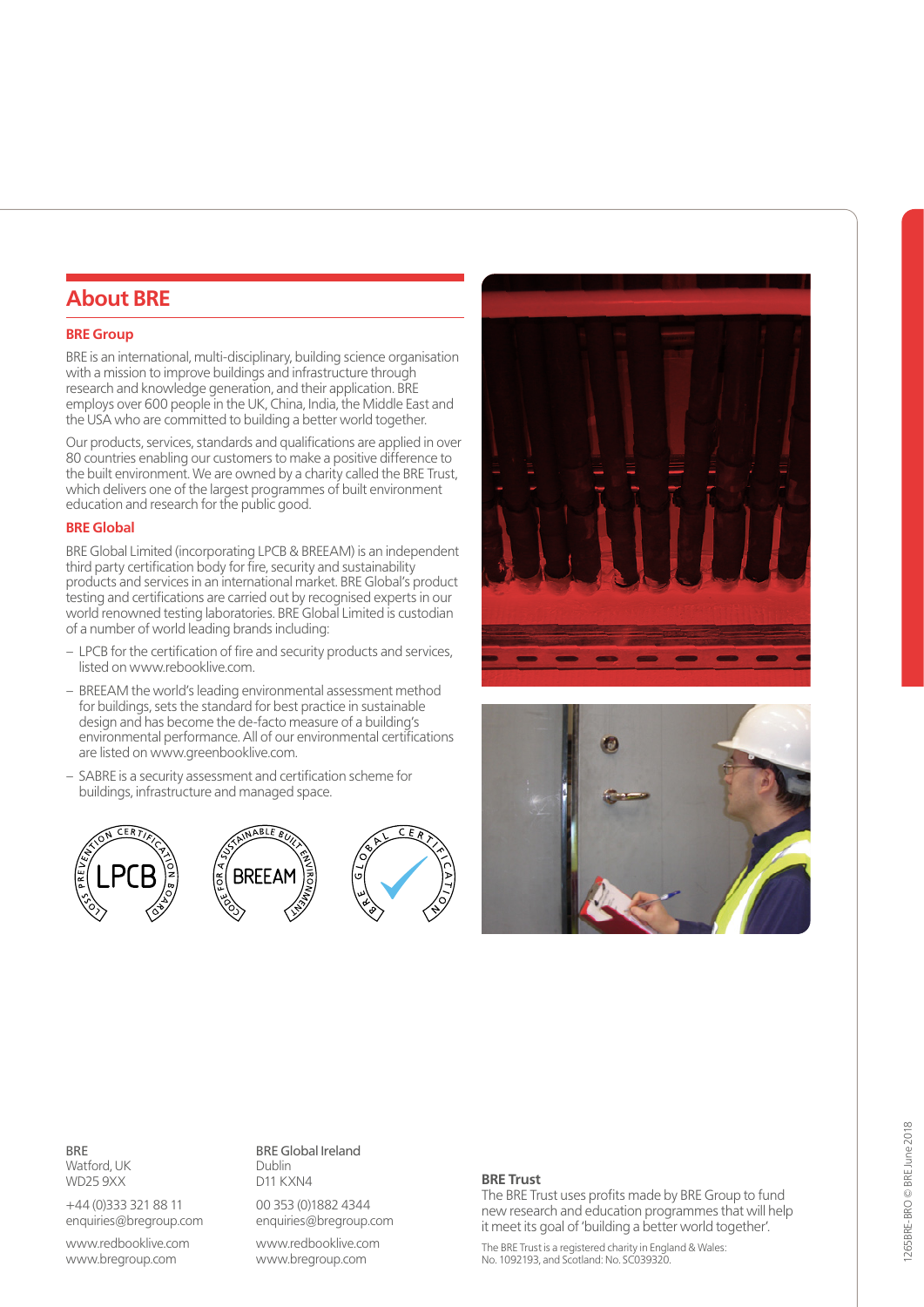## About BRE

### BRE Group

BRE is an international, multi-disciplinary, building science organisation with a mission to improve buildings and infrastructure through research and knowledge generation, and their application. BRE employs over 600 people in the UK, China, India, the Middle East and the USA who are committed to building a better world together.

Our products, services, standards and qualifications are applied in over 80 countries enabling our customers to make a positive difference to the built environment. We are owned by a charity called the BRE Trust, which delivers one of the largest programmes of built environment education and research for the public good.

### BRE Global

BRE Global Limited (incorporating LPCB & BREEAM) is an independent third party certification body for fire, security and sustainability products and services in an international market. BRE Global's product testing and certifications are carried out by recognised experts in our world renowned testing laboratories. BRE Global Limited is custodian of a number of world leading brands including:

- LPCB for the certification of fire and security products and services, listed on www.redbooklive.com.
- BREEAM the world's leading environmental assessment method for buildings, sets the standard for best practice in sustainable design and has become the de-facto measure of a building's environmental performance. All of our environmental certifications are listed on www.greenbooklive.com.
- SABRE is a security assessment and certification scheme for buildings, infrastructure and managed space.

LOSS PREVENTION CERTIFICATION BOARD LPCB

CODE FOR A SUSTAINABLE BUILT ENVIRONMENT BREEAM

BRE GLOBAL CERTIFICATION

BRE
Watford, UK
WD25 9XX

+44 (0)333 321 88 11
enquiries@bregroup.com

www.redbooklive.com
www.bregroup.com

BRE Global Ireland
Dublin
D11 KXN4

00 353 (0)1882 4344
enquiries@bregroup.com

www.redbooklive.com
www.bregroup.com

**BRE Trust**

The BRE Trust uses profits made by BRE Group to fund new research and education programmes that will help it meet its goal of 'building a better world together'.

The BRE Trust is a registered charity in England & Wales: No. 1092193, and Scotland: No. SC039320.

1265BRE-BRO © BRE June 2018